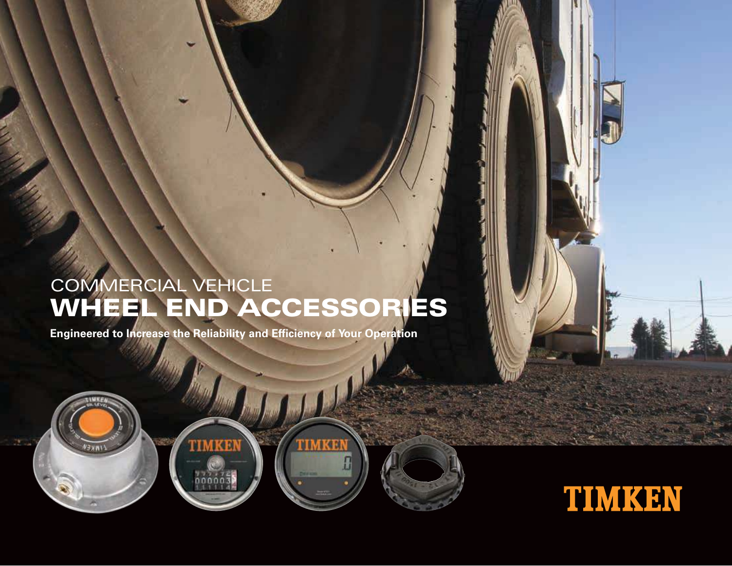# COMMERCIAL VEHICLE
# WHEEL END ACCESSORIES

**Engineered to Increase the Reliability and Efficiency of Your Operation**

TIMKEN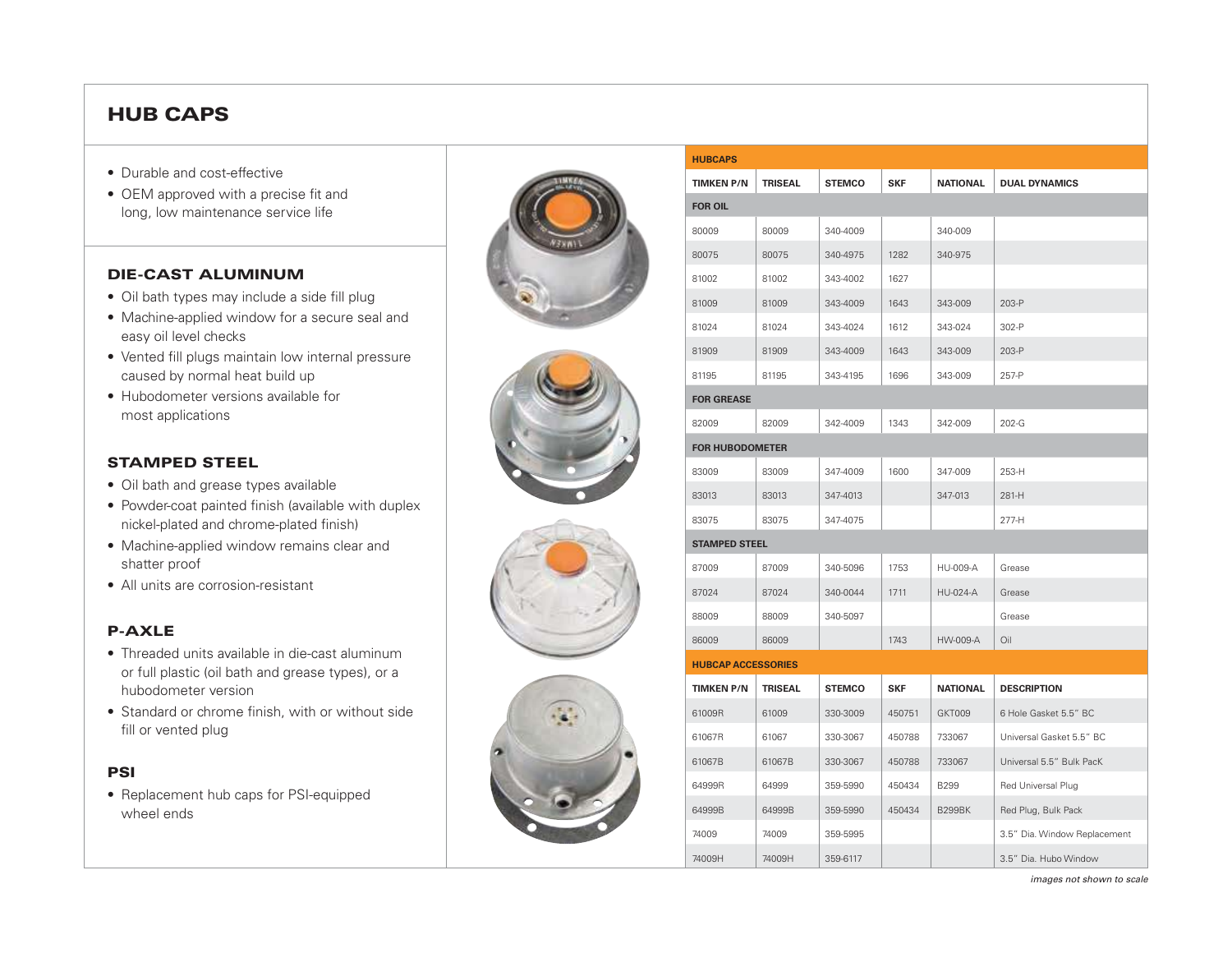# HUB CAPS

- Durable and cost-effective
- OEM approved with a precise fit and long, low maintenance service life

## DIE-CAST ALUMINUM

- Oil bath types may include a side fill plug
- Machine-applied window for a secure seal and easy oil level checks
- Vented fill plugs maintain low internal pressure caused by normal heat build up
- Hubodometer versions available for most applications

## STAMPED STEEL

- Oil bath and grease types available
- Powder-coat painted finish (available with duplex nickel-plated and chrome-plated finish)
- Machine-applied window remains clear and shatter proof
- All units are corrosion-resistant

## P-AXLE

- Threaded units available in die-cast aluminum or full plastic (oil bath and grease types), or a hubodometer version
- Standard or chrome finish, with or without side fill or vented plug

## PSI

- Replacement hub caps for PSI-equipped wheel ends

| HUBCAPS | | | | | |
|---|---|---|---|---|---|
| **TIMKEN P/N** | **TRISEAL** | **STEMCO** | **SKF** | **NATIONAL** | **DUAL DYNAMICS** |
| **FOR OIL** | | | | | |
| 80009 | 80009 | 340-4009 | | 340-009 | |
| 80075 | 80075 | 340-4975 | 1282 | 340-975 | |
| 81002 | 81002 | 343-4002 | 1627 | | |
| 81009 | 81009 | 343-4009 | 1643 | 343-009 | 203-P |
| 81024 | 81024 | 343-4024 | 1612 | 343-024 | 302-P |
| 81909 | 81909 | 343-4009 | 1643 | 343-009 | 203-P |
| 81195 | 81195 | 343-4195 | 1696 | 343-009 | 257-P |
| **FOR GREASE** | | | | | |
| 82009 | 82009 | 342-4009 | 1343 | 342-009 | 202-G |
| **FOR HUBODOMETER** | | | | | |
| 83009 | 83009 | 347-4009 | 1600 | 347-009 | 253-H |
| 83013 | 83013 | 347-4013 | | 347-013 | 281-H |
| 83075 | 83075 | 347-4075 | | | 277-H |
| **STAMPED STEEL** | | | | | |
| 87009 | 87009 | 340-5096 | 1753 | HU-009-A | Grease |
| 87024 | 87024 | 340-0044 | 1711 | HU-024-A | Grease |
| 88009 | 88009 | 340-5097 | | | Grease |
| 86009 | 86009 | | 1743 | HW-009-A | Oil |

| HUBCAP ACCESSORIES | | | | | |
|---|---|---|---|---|---|
| **TIMKEN P/N** | **TRISEAL** | **STEMCO** | **SKF** | **NATIONAL** | **DESCRIPTION** |
| 61009R | 61009 | 330-3009 | 450751 | GKT009 | 6 Hole Gasket 5.5" BC |
| 61067R | 61067 | 330-3067 | 450788 | 733067 | Universal Gasket 5.5" BC |
| 61067B | 61067B | 330-3067 | 450788 | 733067 | Universal 5.5" Bulk PacK |
| 64999R | 64999 | 359-5990 | 450434 | B299 | Red Universal Plug |
| 64999B | 64999B | 359-5990 | 450434 | B299BK | Red Plug, Bulk Pack |
| 74009 | 74009 | 359-5995 | | | 3.5" Dia. Window Replacement |
| 74009H | 74009H | 359-6117 | | | 3.5" Dia. Hubo Window |

*images not shown to scale*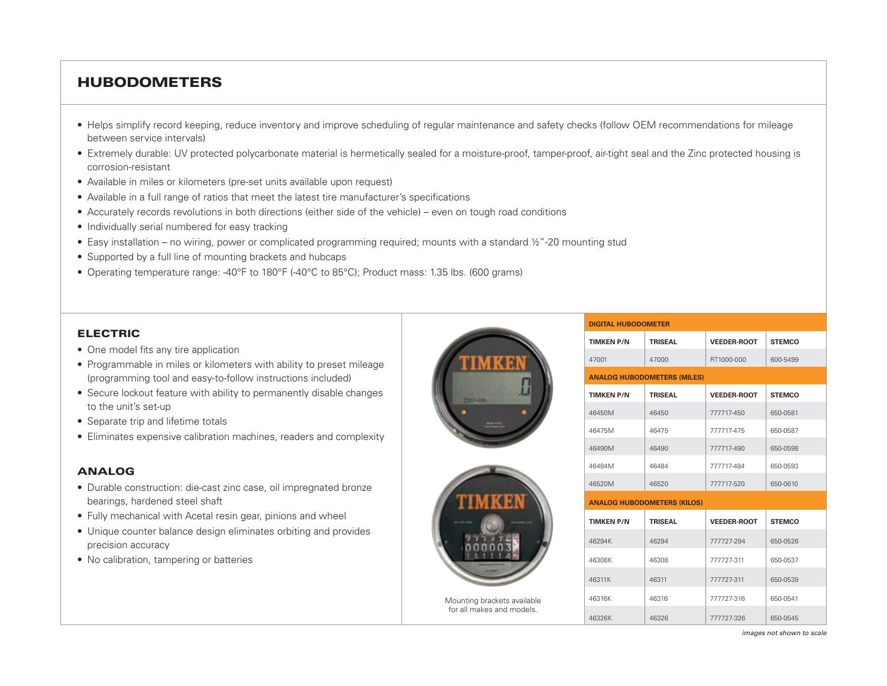## HUBODOMETERS

- Helps simplify record keeping, reduce inventory and improve scheduling of regular maintenance and safety checks (follow OEM recommendations for mileage between service intervals)
- Extremely durable: UV protected polycarbonate material is hermetically sealed for a moisture-proof, tamper-proof, air-tight seal and the Zinc protected housing is corrosion-resistant
- Available in miles or kilometers (pre-set units available upon request)
- Available in a full range of ratios that meet the latest tire manufacturer's specifications
- Accurately records revolutions in both directions (either side of the vehicle) – even on tough road conditions
- Individually serial numbered for easy tracking
- Easy installation – no wiring, power or complicated programming required; mounts with a standard ½"-20 mounting stud
- Supported by a full line of mounting brackets and hubcaps
- Operating temperature range: -40°F to 180°F (-40°C to 85°C); Product mass: 1.35 lbs. (600 grams)

### ELECTRIC

- One model fits any tire application
- Programmable in miles or kilometers with ability to preset mileage (programming tool and easy-to-follow instructions included)
- Secure lockout feature with ability to permanently disable changes to the unit's set-up
- Separate trip and lifetime totals
- Eliminates expensive calibration machines, readers and complexity

### ANALOG

- Durable construction: die-cast zinc case, oil impregnated bronze bearings, hardened steel shaft
- Fully mechanical with Acetal resin gear, pinions and wheel
- Unique counter balance design eliminates orbiting and provides precision accuracy
- No calibration, tampering or batteries

Mounting brackets available for all makes and models.

| DIGITAL HUBODOMETER | | | |
|---|---|---|---|
| **TIMKEN P/N** | **TRISEAL** | **VEEDER-ROOT** | **STEMCO** |
| 47001 | 47000 | RT1000-000 | 600-5499 |
| **ANALOG HUBODOMETERS (MILES)** | | | |
| **TIMKEN P/N** | **TRISEAL** | **VEEDER-ROOT** | **STEMCO** |
| 46450M | 46450 | 777717-450 | 650-0581 |
| 46475M | 46475 | 777717-475 | 650-0587 |
| 46490M | 46490 | 777717-490 | 650-0598 |
| 46484M | 46484 | 777717-484 | 650-0593 |
| 46520M | 46520 | 777717-520 | 650-0610 |
| **ANALOG HUBODOMETERS (KILOS)** | | | |
| **TIMKEN P/N** | **TRISEAL** | **VEEDER-ROOT** | **STEMCO** |
| 46294K | 46294 | 777727-294 | 650-0526 |
| 46308K | 46308 | 777727-311 | 650-0537 |
| 46311K | 46311 | 777727-311 | 650-0539 |
| 46316K | 46316 | 777727-316 | 650-0541 |
| 46326K | 46326 | 777727-326 | 650-0545 |

*images not shown to scale*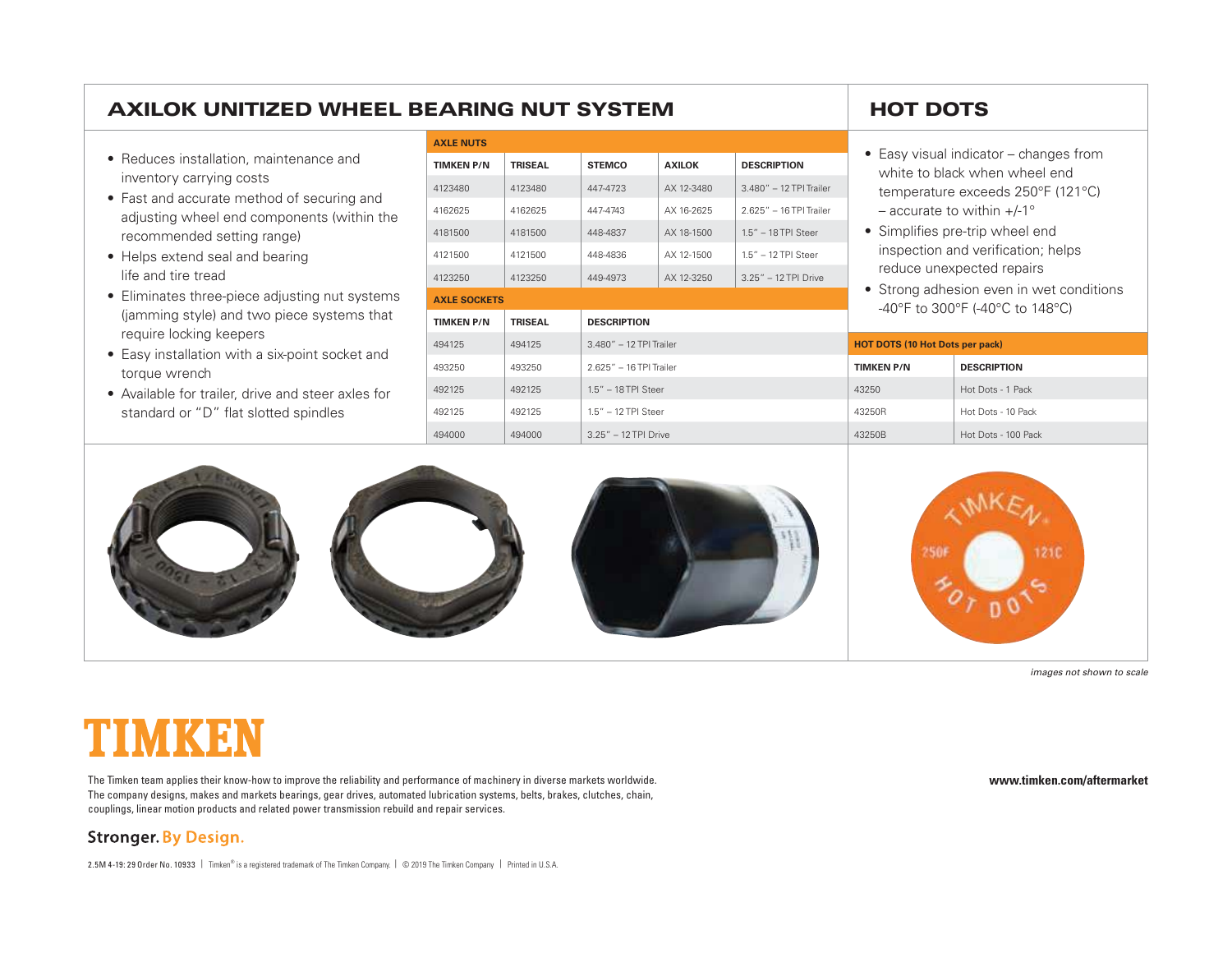## AXILOK UNITIZED WHEEL BEARING NUT SYSTEM

- Reduces installation, maintenance and inventory carrying costs
- Fast and accurate method of securing and adjusting wheel end components (within the recommended setting range)
- Helps extend seal and bearing life and tire tread
- Eliminates three-piece adjusting nut systems (jamming style) and two piece systems that require locking keepers
- Easy installation with a six-point socket and torque wrench
- Available for trailer, drive and steer axles for standard or "D" flat slotted spindles

**AXLE NUTS**

| TIMKEN P/N | TRISEAL | STEMCO | AXILOK | DESCRIPTION |
|---|---|---|---|---|
| 4123480 | 4123480 | 447-4723 | AX 12-3480 | 3.480" – 12 TPI Trailer |
| 4162625 | 4162625 | 447-4743 | AX 16-2625 | 2.625" – 16 TPI Trailer |
| 4181500 | 4181500 | 448-4837 | AX 18-1500 | 1.5" – 18 TPI Steer |
| 4121500 | 4121500 | 448-4836 | AX 12-1500 | 1.5" – 12 TPI Steer |
| 4123250 | 4123250 | 449-4973 | AX 12-3250 | 3.25" – 12 TPI Drive |

**AXLE SOCKETS**

| TIMKEN P/N | TRISEAL | DESCRIPTION |
|---|---|---|
| 494125 | 494125 | 3.480" – 12 TPI Trailer |
| 493250 | 493250 | 2.625" – 16 TPI Trailer |
| 492125 | 492125 | 1.5" – 18 TPI Steer |
| 492125 | 492125 | 1.5" – 12 TPI Steer |
| 494000 | 494000 | 3.25" – 12 TPI Drive |

## HOT DOTS

- Easy visual indicator – changes from white to black when wheel end temperature exceeds 250°F (121°C) – accurate to within +/-1°
- Simplifies pre-trip wheel end inspection and verification; helps reduce unexpected repairs
- Strong adhesion even in wet conditions -40°F to 300°F (-40°C to 148°C)

**HOT DOTS (10 Hot Dots per pack)**

| TIMKEN P/N | DESCRIPTION |
|---|---|
| 43250 | Hot Dots - 1 Pack |
| 43250R | Hot Dots - 10 Pack |
| 43250B | Hot Dots - 100 Pack |

*images not shown to scale*

**TIMKEN**

The Timken team applies their know-how to improve the reliability and performance of machinery in diverse markets worldwide. The company designs, makes and markets bearings, gear drives, automated lubrication systems, belts, brakes, clutches, chain, couplings, linear motion products and related power transmission rebuild and repair services.

**www.timken.com/aftermarket**

**Stronger. By Design.**

2.5M 4-19: 29 Order No. 10933 | Timken® is a registered trademark of The Timken Company. | © 2019 The Timken Company | Printed in U.S.A.